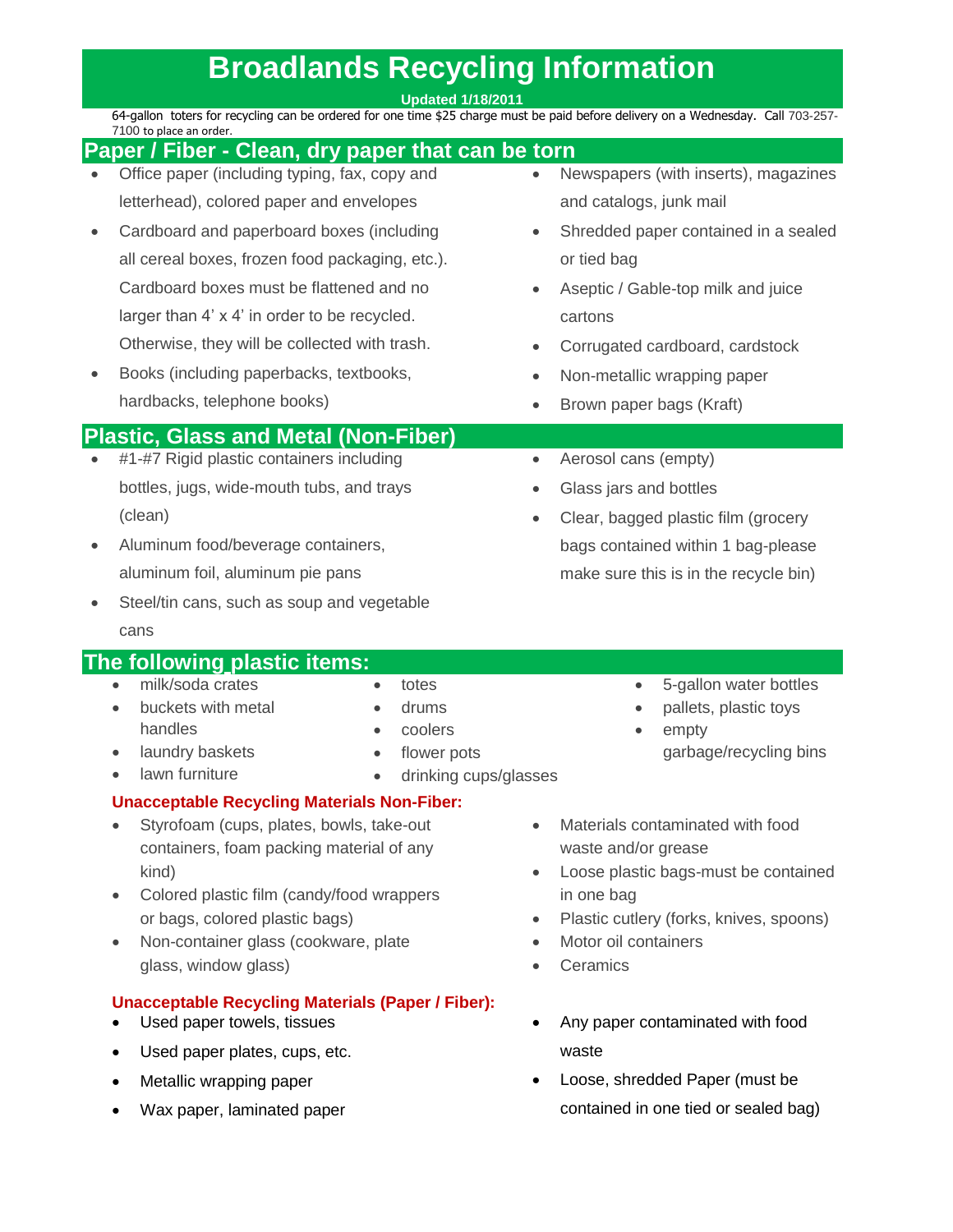# Broadlands Recycling Information

**Updated 1/18/2011**

64-gallon toters for recycling can be ordered for one time $25 charge must be paid before delivery on a Wednesday. Call 703-257-7100 to place an order.

## Paper / Fiber - Clean, dry paper that can be torn

- Office paper (including typing, fax, copy and letterhead), colored paper and envelopes
- Cardboard and paperboard boxes (including all cereal boxes, frozen food packaging, etc.). Cardboard boxes must be flattened and no larger than 4' x 4' in order to be recycled. Otherwise, they will be collected with trash.
- Books (including paperbacks, textbooks, hardbacks, telephone books)
- Newspapers (with inserts), magazines and catalogs, junk mail
- Shredded paper contained in a sealed or tied bag
- Aseptic / Gable-top milk and juice cartons
- Corrugated cardboard, cardstock
- Non-metallic wrapping paper
- Brown paper bags (Kraft)

## Plastic, Glass and Metal (Non-Fiber)

- #1-#7 Rigid plastic containers including bottles, jugs, wide-mouth tubs, and trays (clean)
- Aluminum food/beverage containers, aluminum foil, aluminum pie pans
- Steel/tin cans, such as soup and vegetable cans
- Aerosol cans (empty)
- Glass jars and bottles
- Clear, bagged plastic film (grocery bags contained within 1 bag-please make sure this is in the recycle bin)

## The following plastic items:

- milk/soda crates
- buckets with metal handles
- laundry baskets
- lawn furniture
- totes
- drums
- coolers
- flower pots
- drinking cups/glasses
- 5-gallon water bottles
- pallets, plastic toys
- empty garbage/recycling bins

### Unacceptable Recycling Materials Non-Fiber:

- Styrofoam (cups, plates, bowls, take-out containers, foam packing material of any kind)
- Colored plastic film (candy/food wrappers or bags, colored plastic bags)
- Non-container glass (cookware, plate glass, window glass)
- Materials contaminated with food waste and/or grease
- Loose plastic bags-must be contained in one bag
- Plastic cutlery (forks, knives, spoons)
- Motor oil containers
- Ceramics

### Unacceptable Recycling Materials (Paper / Fiber):

- Used paper towels, tissues
- Used paper plates, cups, etc.
- Metallic wrapping paper
- Wax paper, laminated paper
- Any paper contaminated with food waste
- Loose, shredded Paper (must be contained in one tied or sealed bag)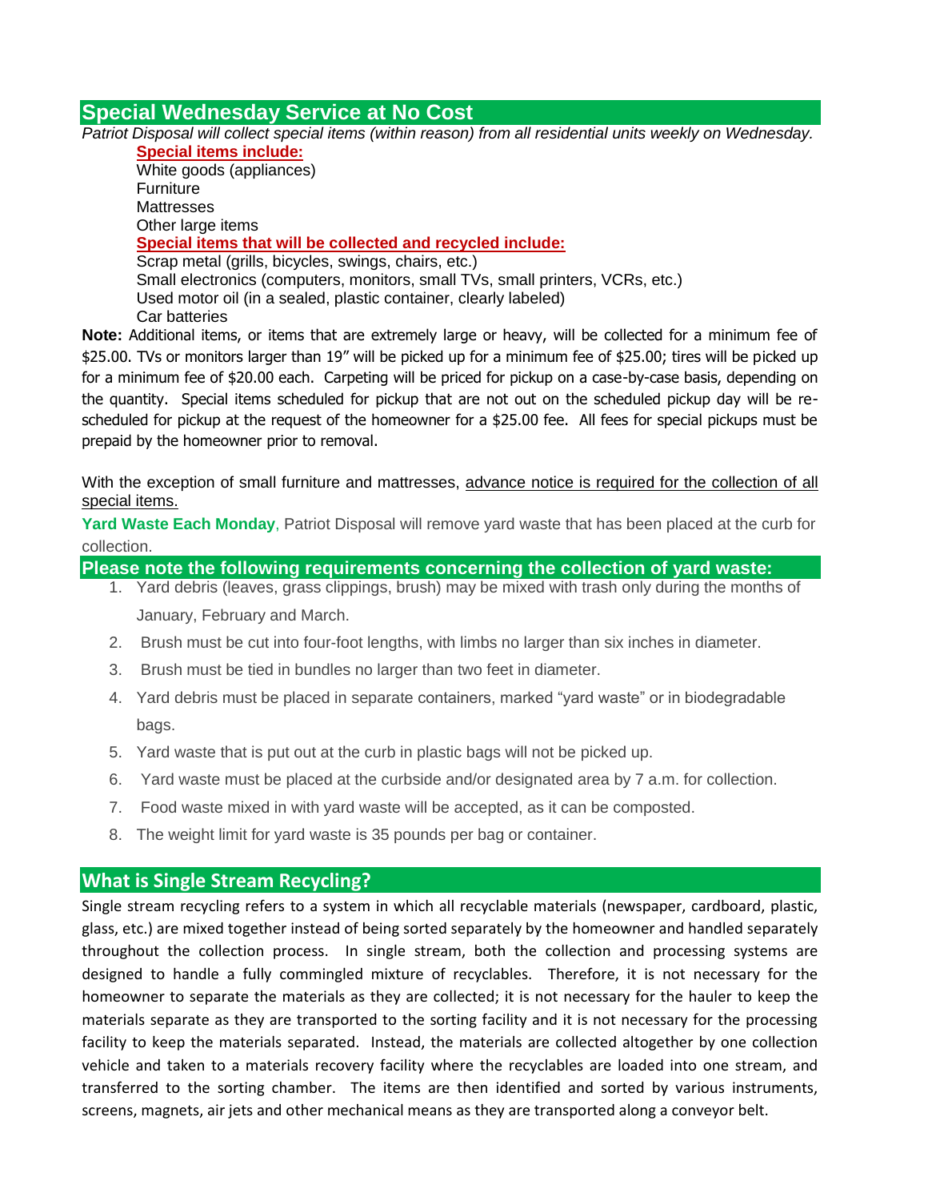## Special Wednesday Service at No Cost

*Patriot Disposal will collect special items (within reason) from all residential units weekly on Wednesday.*

**Special items include:**

White goods (appliances)
Furniture
Mattresses
Other large items

**Special items that will be collected and recycled include:**

Scrap metal (grills, bicycles, swings, chairs, etc.)
Small electronics (computers, monitors, small TVs, small printers, VCRs, etc.)
Used motor oil (in a sealed, plastic container, clearly labeled)
Car batteries

**Note:** Additional items, or items that are extremely large or heavy, will be collected for a minimum fee of \$25.00. TVs or monitors larger than 19" will be picked up for a minimum fee of \$25.00; tires will be picked up for a minimum fee of \$20.00 each. Carpeting will be priced for pickup on a case-by-case basis, depending on the quantity. Special items scheduled for pickup that are not out on the scheduled pickup day will be re-scheduled for pickup at the request of the homeowner for a \$25.00 fee. All fees for special pickups must be prepaid by the homeowner prior to removal.

With the exception of small furniture and mattresses, advance notice is required for the collection of all special items.

**Yard Waste Each Monday**, Patriot Disposal will remove yard waste that has been placed at the curb for collection.

## Please note the following requirements concerning the collection of yard waste:

1. Yard debris (leaves, grass clippings, brush) may be mixed with trash only during the months of January, February and March.
2. Brush must be cut into four-foot lengths, with limbs no larger than six inches in diameter.
3. Brush must be tied in bundles no larger than two feet in diameter.
4. Yard debris must be placed in separate containers, marked "yard waste" or in biodegradable bags.
5. Yard waste that is put out at the curb in plastic bags will not be picked up.
6. Yard waste must be placed at the curbside and/or designated area by 7 a.m. for collection.
7. Food waste mixed in with yard waste will be accepted, as it can be composted.
8. The weight limit for yard waste is 35 pounds per bag or container.

## What is Single Stream Recycling?

Single stream recycling refers to a system in which all recyclable materials (newspaper, cardboard, plastic, glass, etc.) are mixed together instead of being sorted separately by the homeowner and handled separately throughout the collection process. In single stream, both the collection and processing systems are designed to handle a fully commingled mixture of recyclables. Therefore, it is not necessary for the homeowner to separate the materials as they are collected; it is not necessary for the hauler to keep the materials separate as they are transported to the sorting facility and it is not necessary for the processing facility to keep the materials separated. Instead, the materials are collected altogether by one collection vehicle and taken to a materials recovery facility where the recyclables are loaded into one stream, and transferred to the sorting chamber. The items are then identified and sorted by various instruments, screens, magnets, air jets and other mechanical means as they are transported along a conveyor belt.